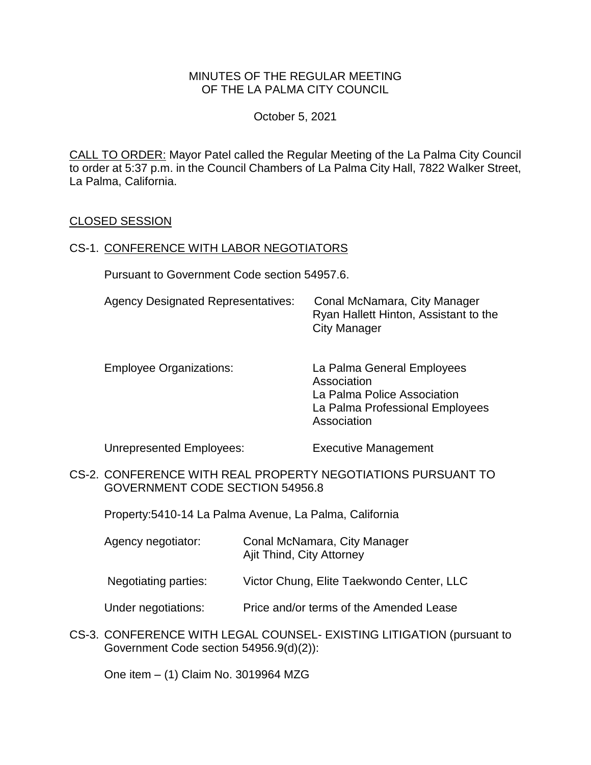# MINUTES OF THE REGULAR MEETING OF THE LA PALMA CITY COUNCIL

October 5, 2021

CALL TO ORDER: Mayor Patel called the Regular Meeting of the La Palma City Council to order at 5:37 p.m. in the Council Chambers of La Palma City Hall, 7822 Walker Street, La Palma, California.

## CLOSED SESSION

CS-1. CONFERENCE WITH LABOR NEGOTIATORS

Pursuant to Government Code section 54957.6.

| | |
|---|---|
| Agency Designated Representatives: | Conal McNamara, City Manager<br>Ryan Hallett Hinton, Assistant to the City Manager |
| Employee Organizations: | La Palma General Employees Association<br>La Palma Police Association<br>La Palma Professional Employees Association |
| Unrepresented Employees: | Executive Management |

CS-2. CONFERENCE WITH REAL PROPERTY NEGOTIATIONS PURSUANT TO GOVERNMENT CODE SECTION 54956.8

Property:5410-14 La Palma Avenue, La Palma, California

| | |
|---|---|
| Agency negotiator: | Conal McNamara, City Manager<br>Ajit Thind, City Attorney |
| Negotiating parties: | Victor Chung, Elite Taekwondo Center, LLC |
| Under negotiations: | Price and/or terms of the Amended Lease |

CS-3. CONFERENCE WITH LEGAL COUNSEL- EXISTING LITIGATION (pursuant to Government Code section 54956.9(d)(2)):

One item – (1) Claim No. 3019964 MZG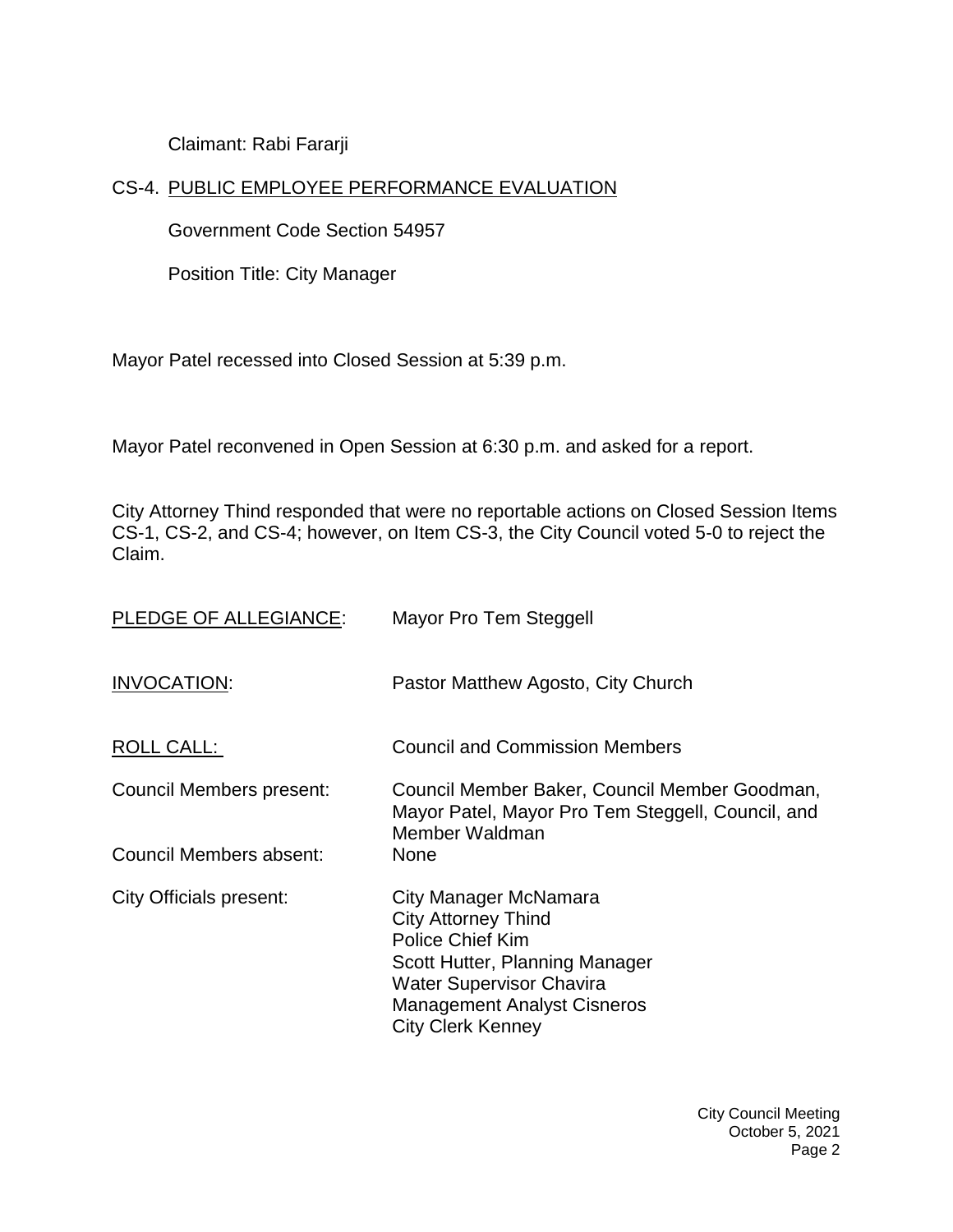Claimant: Rabi Fararji

CS-4. <u>PUBLIC EMPLOYEE PERFORMANCE EVALUATION</u>

Government Code Section 54957

Position Title: City Manager

Mayor Patel recessed into Closed Session at 5:39 p.m.

Mayor Patel reconvened in Open Session at 6:30 p.m. and asked for a report.

City Attorney Thind responded that were no reportable actions on Closed Session Items CS-1, CS-2, and CS-4; however, on Item CS-3, the City Council voted 5-0 to reject the Claim.

<u>PLEDGE OF ALLEGIANCE</u>: Mayor Pro Tem Steggell

<u>INVOCATION</u>: Pastor Matthew Agosto, City Church

<u>ROLL CALL:</u> Council and Commission Members

Council Members present: Council Member Baker, Council Member Goodman, Mayor Patel, Mayor Pro Tem Steggell, Council, and Member Waldman

Council Members absent: None

City Officials present:
City Manager McNamara
City Attorney Thind
Police Chief Kim
Scott Hutter, Planning Manager
Water Supervisor Chavira
Management Analyst Cisneros
City Clerk Kenney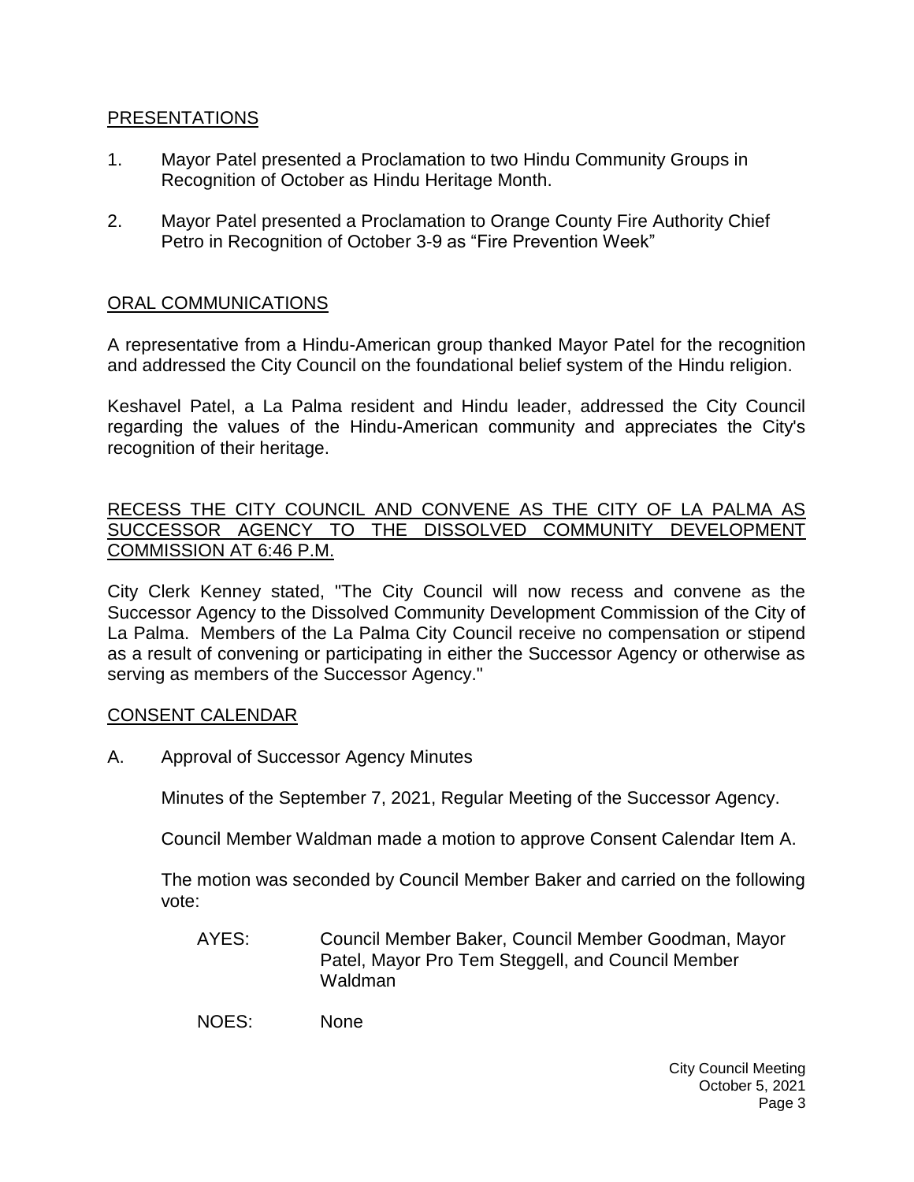## PRESENTATIONS

1. Mayor Patel presented a Proclamation to two Hindu Community Groups in Recognition of October as Hindu Heritage Month.

2. Mayor Patel presented a Proclamation to Orange County Fire Authority Chief Petro in Recognition of October 3-9 as "Fire Prevention Week"

## ORAL COMMUNICATIONS

A representative from a Hindu-American group thanked Mayor Patel for the recognition and addressed the City Council on the foundational belief system of the Hindu religion.

Keshavel Patel, a La Palma resident and Hindu leader, addressed the City Council regarding the values of the Hindu-American community and appreciates the City's recognition of their heritage.

## RECESS THE CITY COUNCIL AND CONVENE AS THE CITY OF LA PALMA AS SUCCESSOR AGENCY TO THE DISSOLVED COMMUNITY DEVELOPMENT COMMISSION AT 6:46 P.M.

City Clerk Kenney stated, "The City Council will now recess and convene as the Successor Agency to the Dissolved Community Development Commission of the City of La Palma. Members of the La Palma City Council receive no compensation or stipend as a result of convening or participating in either the Successor Agency or otherwise as serving as members of the Successor Agency."

## CONSENT CALENDAR

A. Approval of Successor Agency Minutes

   Minutes of the September 7, 2021, Regular Meeting of the Successor Agency.

   Council Member Waldman made a motion to approve Consent Calendar Item A.

   The motion was seconded by Council Member Baker and carried on the following vote:

   AYES: Council Member Baker, Council Member Goodman, Mayor Patel, Mayor Pro Tem Steggell, and Council Member Waldman

   NOES: None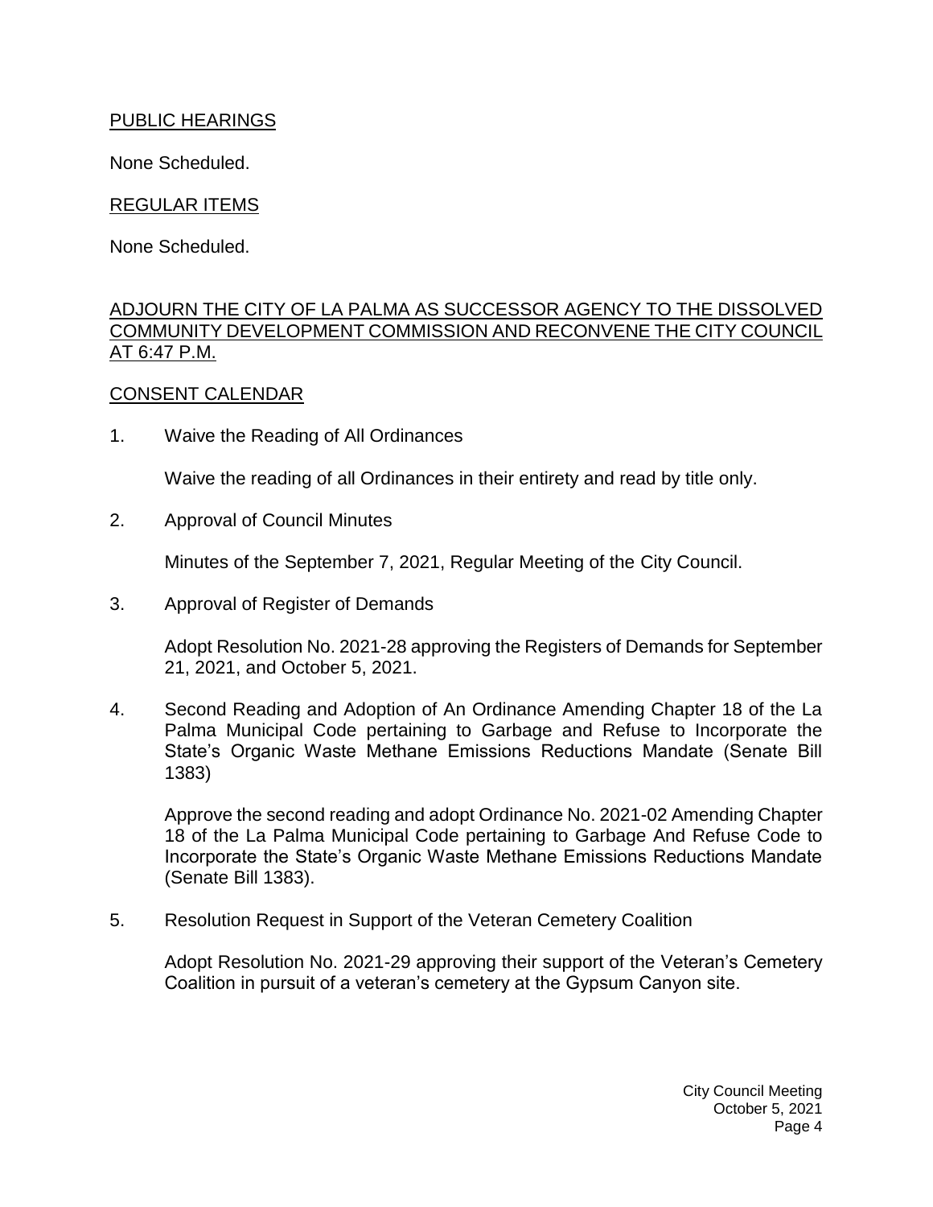## PUBLIC HEARINGS

None Scheduled.

## REGULAR ITEMS

None Scheduled.

## ADJOURN THE CITY OF LA PALMA AS SUCCESSOR AGENCY TO THE DISSOLVED COMMUNITY DEVELOPMENT COMMISSION AND RECONVENE THE CITY COUNCIL AT 6:47 P.M.

## CONSENT CALENDAR

1. Waive the Reading of All Ordinances

   Waive the reading of all Ordinances in their entirety and read by title only.

2. Approval of Council Minutes

   Minutes of the September 7, 2021, Regular Meeting of the City Council.

3. Approval of Register of Demands

   Adopt Resolution No. 2021-28 approving the Registers of Demands for September 21, 2021, and October 5, 2021.

4. Second Reading and Adoption of An Ordinance Amending Chapter 18 of the La Palma Municipal Code pertaining to Garbage and Refuse to Incorporate the State's Organic Waste Methane Emissions Reductions Mandate (Senate Bill 1383)

   Approve the second reading and adopt Ordinance No. 2021-02 Amending Chapter 18 of the La Palma Municipal Code pertaining to Garbage And Refuse Code to Incorporate the State's Organic Waste Methane Emissions Reductions Mandate (Senate Bill 1383).

5. Resolution Request in Support of the Veteran Cemetery Coalition

   Adopt Resolution No. 2021-29 approving their support of the Veteran's Cemetery Coalition in pursuit of a veteran's cemetery at the Gypsum Canyon site.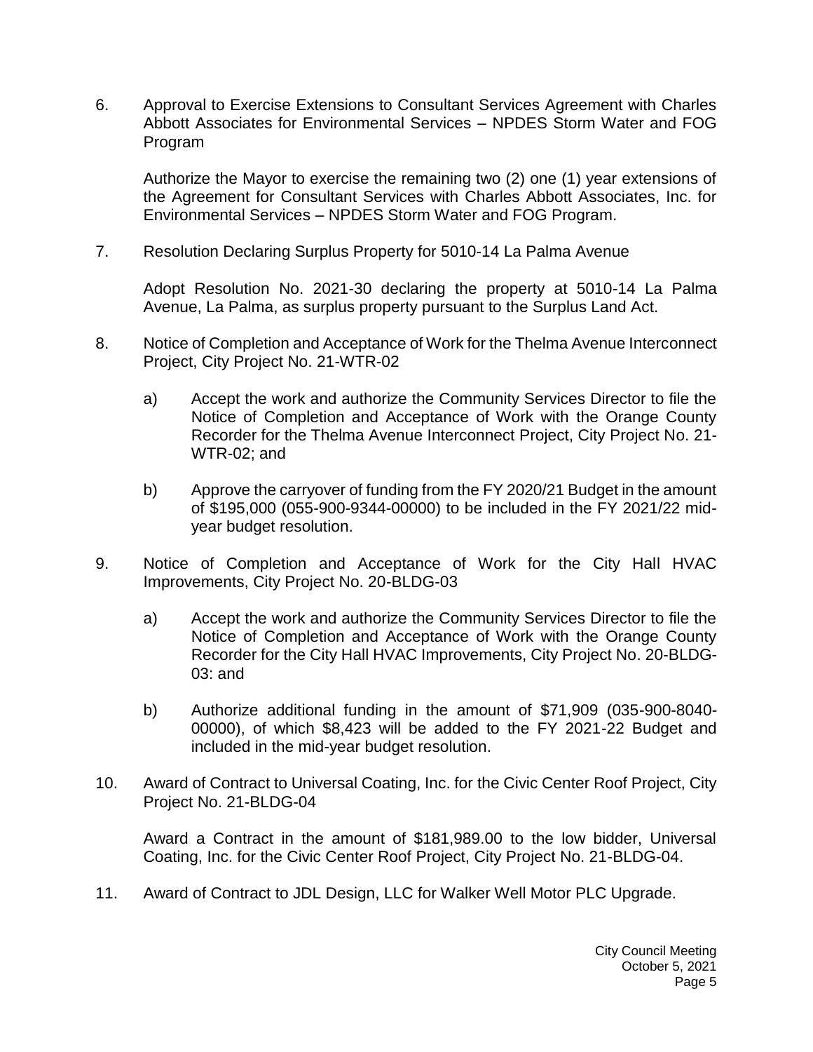6. Approval to Exercise Extensions to Consultant Services Agreement with Charles Abbott Associates for Environmental Services – NPDES Storm Water and FOG Program

   Authorize the Mayor to exercise the remaining two (2) one (1) year extensions of the Agreement for Consultant Services with Charles Abbott Associates, Inc. for Environmental Services – NPDES Storm Water and FOG Program.

7. Resolution Declaring Surplus Property for 5010-14 La Palma Avenue

   Adopt Resolution No. 2021-30 declaring the property at 5010-14 La Palma Avenue, La Palma, as surplus property pursuant to the Surplus Land Act.

8. Notice of Completion and Acceptance of Work for the Thelma Avenue Interconnect Project, City Project No. 21-WTR-02

   a) Accept the work and authorize the Community Services Director to file the Notice of Completion and Acceptance of Work with the Orange County Recorder for the Thelma Avenue Interconnect Project, City Project No. 21-WTR-02; and

   b) Approve the carryover of funding from the FY 2020/21 Budget in the amount of $195,000 (055-900-9344-00000) to be included in the FY 2021/22 mid-year budget resolution.

9. Notice of Completion and Acceptance of Work for the City Hall HVAC Improvements, City Project No. 20-BLDG-03

   a) Accept the work and authorize the Community Services Director to file the Notice of Completion and Acceptance of Work with the Orange County Recorder for the City Hall HVAC Improvements, City Project No. 20-BLDG-03: and

   b) Authorize additional funding in the amount of $71,909 (035-900-8040-00000), of which $8,423 will be added to the FY 2021-22 Budget and included in the mid-year budget resolution.

10. Award of Contract to Universal Coating, Inc. for the Civic Center Roof Project, City Project No. 21-BLDG-04

    Award a Contract in the amount of $181,989.00 to the low bidder, Universal Coating, Inc. for the Civic Center Roof Project, City Project No. 21-BLDG-04.

11. Award of Contract to JDL Design, LLC for Walker Well Motor PLC Upgrade.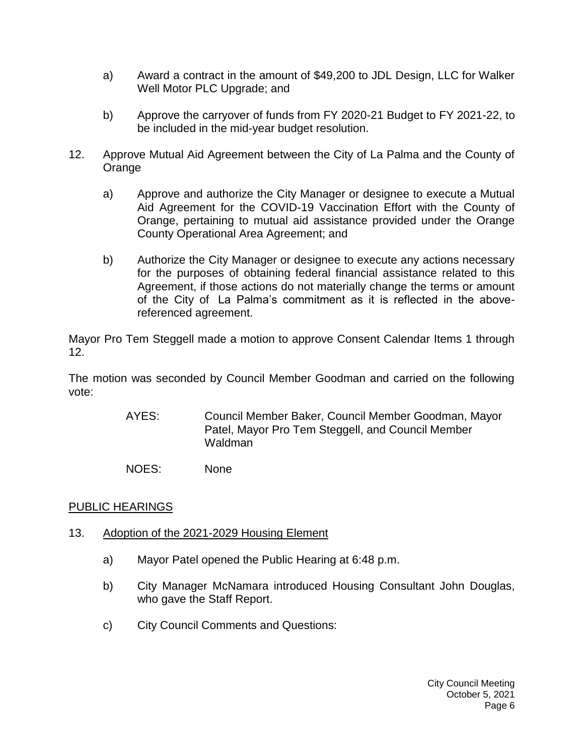a) Award a contract in the amount of $49,200 to JDL Design, LLC for Walker Well Motor PLC Upgrade; and

b) Approve the carryover of funds from FY 2020-21 Budget to FY 2021-22, to be included in the mid-year budget resolution.

12. Approve Mutual Aid Agreement between the City of La Palma and the County of Orange

    a) Approve and authorize the City Manager or designee to execute a Mutual Aid Agreement for the COVID-19 Vaccination Effort with the County of Orange, pertaining to mutual aid assistance provided under the Orange County Operational Area Agreement; and

    b) Authorize the City Manager or designee to execute any actions necessary for the purposes of obtaining federal financial assistance related to this Agreement, if those actions do not materially change the terms or amount of the City of La Palma's commitment as it is reflected in the above-referenced agreement.

Mayor Pro Tem Steggell made a motion to approve Consent Calendar Items 1 through 12.

The motion was seconded by Council Member Goodman and carried on the following vote:

AYES: Council Member Baker, Council Member Goodman, Mayor Patel, Mayor Pro Tem Steggell, and Council Member Waldman

NOES: None

<u>PUBLIC HEARINGS</u>

13. <u>Adoption of the 2021-2029 Housing Element</u>

    a) Mayor Patel opened the Public Hearing at 6:48 p.m.

    b) City Manager McNamara introduced Housing Consultant John Douglas, who gave the Staff Report.

    c) City Council Comments and Questions: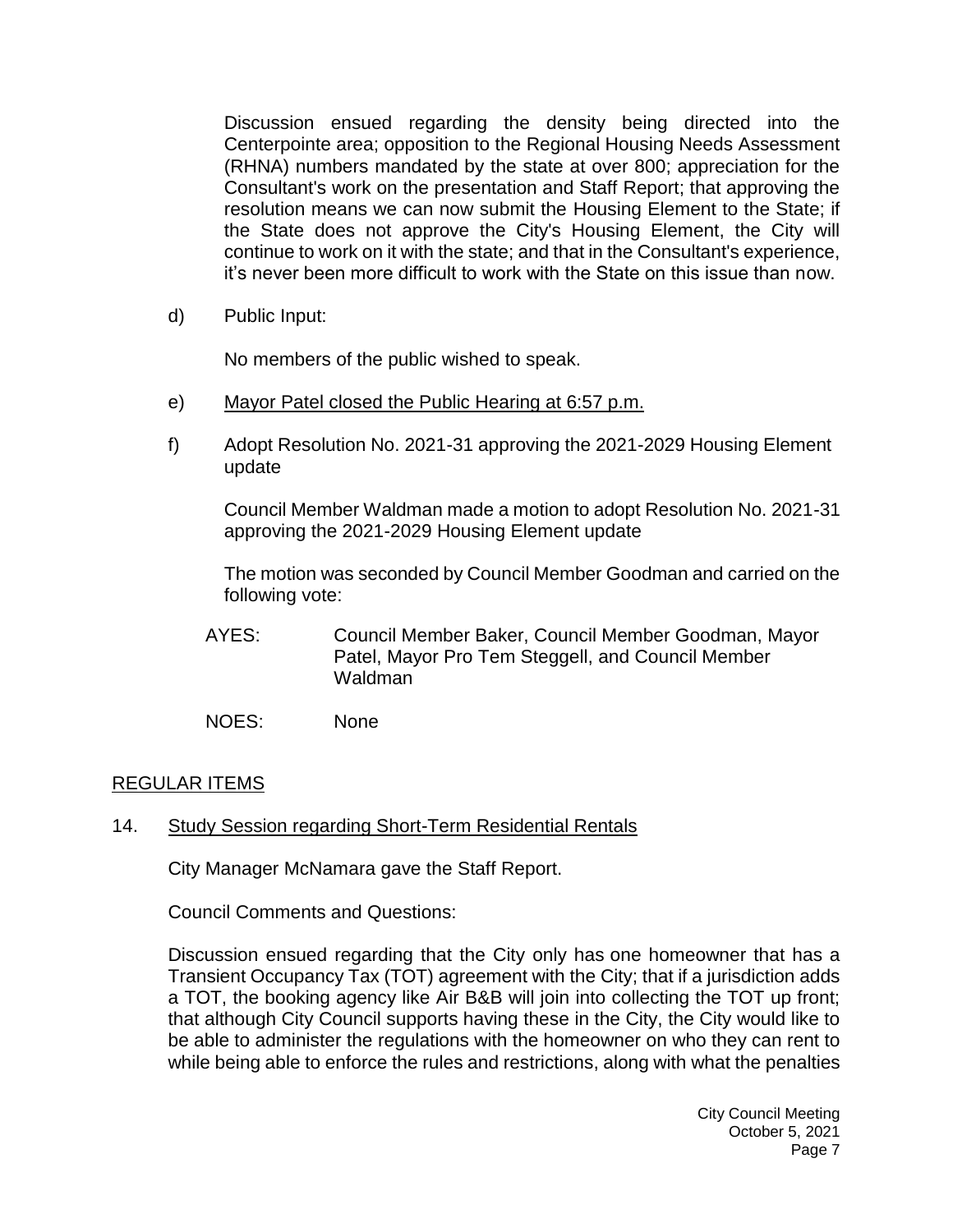Discussion ensued regarding the density being directed into the Centerpointe area; opposition to the Regional Housing Needs Assessment (RHNA) numbers mandated by the state at over 800; appreciation for the Consultant's work on the presentation and Staff Report; that approving the resolution means we can now submit the Housing Element to the State; if the State does not approve the City's Housing Element, the City will continue to work on it with the state; and that in the Consultant's experience, it's never been more difficult to work with the State on this issue than now.

d) Public Input:

No members of the public wished to speak.

e) Mayor Patel closed the Public Hearing at 6:57 p.m.

f) Adopt Resolution No. 2021-31 approving the 2021-2029 Housing Element update

Council Member Waldman made a motion to adopt Resolution No. 2021-31 approving the 2021-2029 Housing Element update

The motion was seconded by Council Member Goodman and carried on the following vote:

AYES: Council Member Baker, Council Member Goodman, Mayor Patel, Mayor Pro Tem Steggell, and Council Member Waldman

NOES: None

## REGULAR ITEMS

14. Study Session regarding Short-Term Residential Rentals

City Manager McNamara gave the Staff Report.

Council Comments and Questions:

Discussion ensued regarding that the City only has one homeowner that has a Transient Occupancy Tax (TOT) agreement with the City; that if a jurisdiction adds a TOT, the booking agency like Air B&B will join into collecting the TOT up front; that although City Council supports having these in the City, the City would like to be able to administer the regulations with the homeowner on who they can rent to while being able to enforce the rules and restrictions, along with what the penalties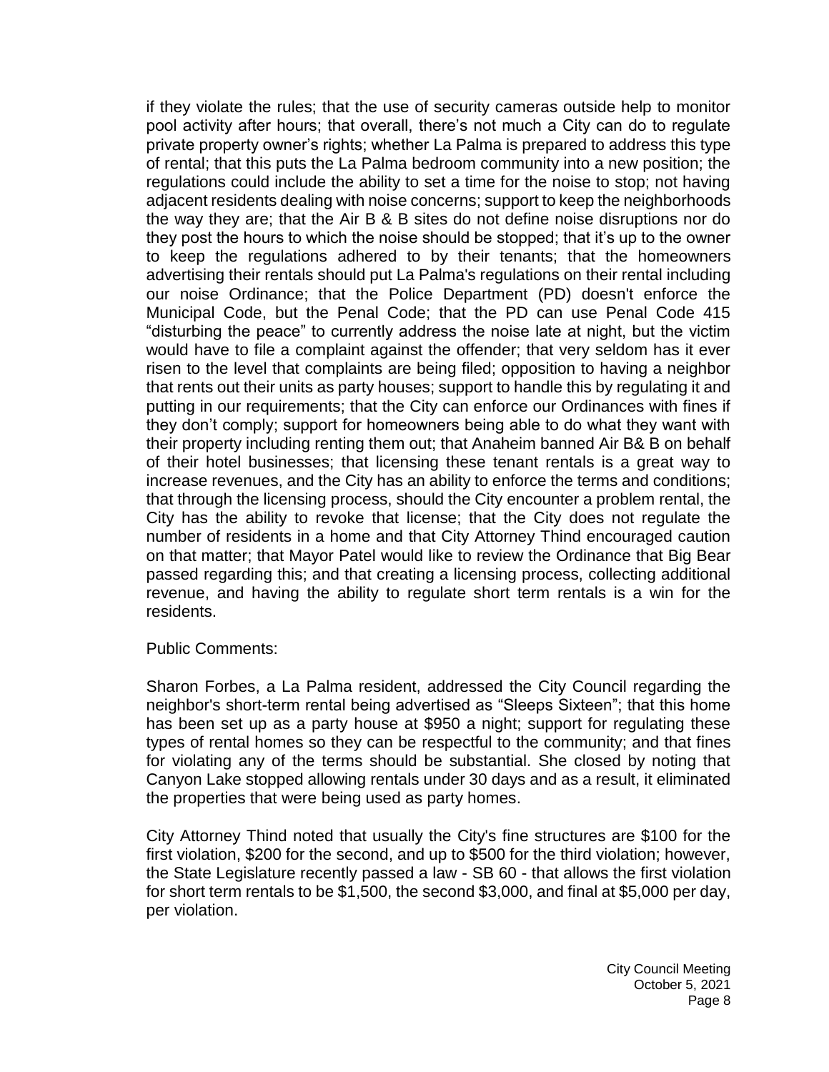if they violate the rules; that the use of security cameras outside help to monitor pool activity after hours; that overall, there's not much a City can do to regulate private property owner's rights; whether La Palma is prepared to address this type of rental; that this puts the La Palma bedroom community into a new position; the regulations could include the ability to set a time for the noise to stop; not having adjacent residents dealing with noise concerns; support to keep the neighborhoods the way they are; that the Air B & B sites do not define noise disruptions nor do they post the hours to which the noise should be stopped; that it's up to the owner to keep the regulations adhered to by their tenants; that the homeowners advertising their rentals should put La Palma's regulations on their rental including our noise Ordinance; that the Police Department (PD) doesn't enforce the Municipal Code, but the Penal Code; that the PD can use Penal Code 415 "disturbing the peace" to currently address the noise late at night, but the victim would have to file a complaint against the offender; that very seldom has it ever risen to the level that complaints are being filed; opposition to having a neighbor that rents out their units as party houses; support to handle this by regulating it and putting in our requirements; that the City can enforce our Ordinances with fines if they don't comply; support for homeowners being able to do what they want with their property including renting them out; that Anaheim banned Air B& B on behalf of their hotel businesses; that licensing these tenant rentals is a great way to increase revenues, and the City has an ability to enforce the terms and conditions; that through the licensing process, should the City encounter a problem rental, the City has the ability to revoke that license; that the City does not regulate the number of residents in a home and that City Attorney Thind encouraged caution on that matter; that Mayor Patel would like to review the Ordinance that Big Bear passed regarding this; and that creating a licensing process, collecting additional revenue, and having the ability to regulate short term rentals is a win for the residents.

Public Comments:

Sharon Forbes, a La Palma resident, addressed the City Council regarding the neighbor's short-term rental being advertised as "Sleeps Sixteen"; that this home has been set up as a party house at $950 a night; support for regulating these types of rental homes so they can be respectful to the community; and that fines for violating any of the terms should be substantial. She closed by noting that Canyon Lake stopped allowing rentals under 30 days and as a result, it eliminated the properties that were being used as party homes.

City Attorney Thind noted that usually the City's fine structures are $100 for the first violation, $200 for the second, and up to $500 for the third violation; however, the State Legislature recently passed a law - SB 60 - that allows the first violation for short term rentals to be $1,500, the second $3,000, and final at $5,000 per day, per violation.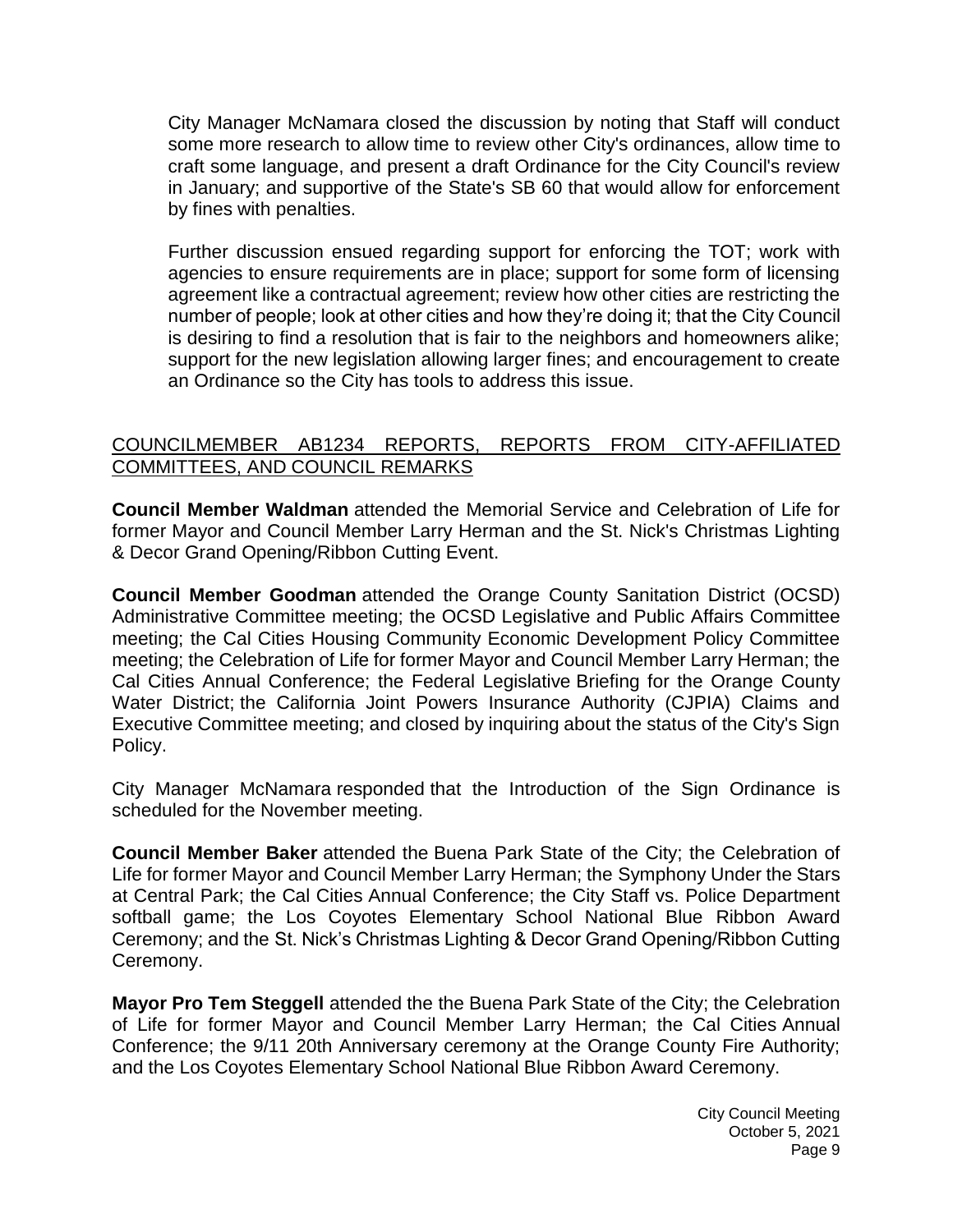City Manager McNamara closed the discussion by noting that Staff will conduct some more research to allow time to review other City's ordinances, allow time to craft some language, and present a draft Ordinance for the City Council's review in January; and supportive of the State's SB 60 that would allow for enforcement by fines with penalties.

Further discussion ensued regarding support for enforcing the TOT; work with agencies to ensure requirements are in place; support for some form of licensing agreement like a contractual agreement; review how other cities are restricting the number of people; look at other cities and how they're doing it; that the City Council is desiring to find a resolution that is fair to the neighbors and homeowners alike; support for the new legislation allowing larger fines; and encouragement to create an Ordinance so the City has tools to address this issue.

<u>COUNCILMEMBER AB1234 REPORTS, REPORTS FROM CITY-AFFILIATED COMMITTEES, AND COUNCIL REMARKS</u>

**Council Member Waldman** attended the Memorial Service and Celebration of Life for former Mayor and Council Member Larry Herman and the St. Nick's Christmas Lighting & Decor Grand Opening/Ribbon Cutting Event.

**Council Member Goodman** attended the Orange County Sanitation District (OCSD) Administrative Committee meeting; the OCSD Legislative and Public Affairs Committee meeting; the Cal Cities Housing Community Economic Development Policy Committee meeting; the Celebration of Life for former Mayor and Council Member Larry Herman; the Cal Cities Annual Conference; the Federal Legislative Briefing for the Orange County Water District; the California Joint Powers Insurance Authority (CJPIA) Claims and Executive Committee meeting; and closed by inquiring about the status of the City's Sign Policy.

City Manager McNamara responded that the Introduction of the Sign Ordinance is scheduled for the November meeting.

**Council Member Baker** attended the Buena Park State of the City; the Celebration of Life for former Mayor and Council Member Larry Herman; the Symphony Under the Stars at Central Park; the Cal Cities Annual Conference; the City Staff vs. Police Department softball game; the Los Coyotes Elementary School National Blue Ribbon Award Ceremony; and the St. Nick's Christmas Lighting & Decor Grand Opening/Ribbon Cutting Ceremony.

**Mayor Pro Tem Steggell** attended the the Buena Park State of the City; the Celebration of Life for former Mayor and Council Member Larry Herman; the Cal Cities Annual Conference; the 9/11 20th Anniversary ceremony at the Orange County Fire Authority; and the Los Coyotes Elementary School National Blue Ribbon Award Ceremony.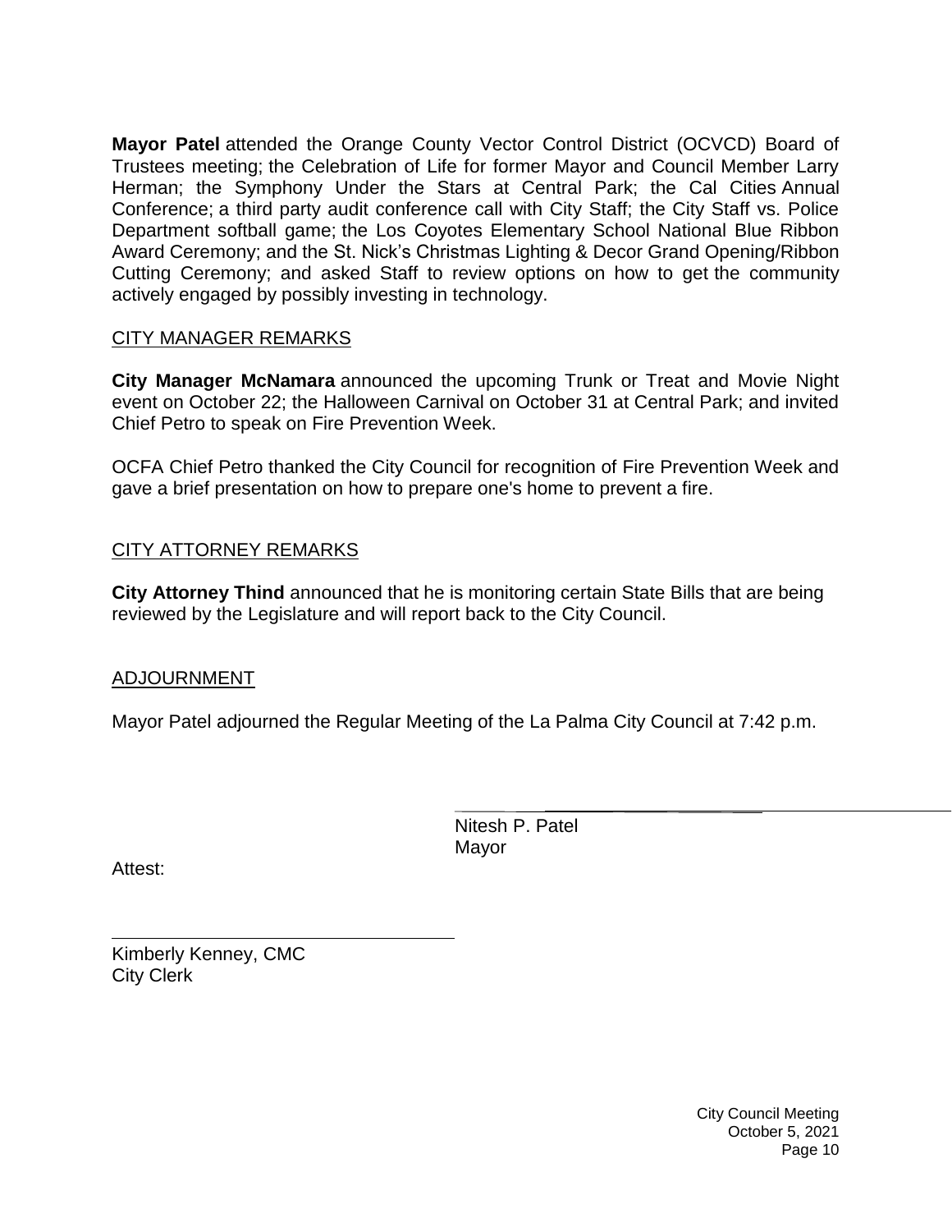**Mayor Patel** attended the Orange County Vector Control District (OCVCD) Board of Trustees meeting; the Celebration of Life for former Mayor and Council Member Larry Herman; the Symphony Under the Stars at Central Park; the Cal Cities Annual Conference; a third party audit conference call with City Staff; the City Staff vs. Police Department softball game; the Los Coyotes Elementary School National Blue Ribbon Award Ceremony; and the St. Nick's Christmas Lighting & Decor Grand Opening/Ribbon Cutting Ceremony; and asked Staff to review options on how to get the community actively engaged by possibly investing in technology.

## CITY MANAGER REMARKS

**City Manager McNamara** announced the upcoming Trunk or Treat and Movie Night event on October 22; the Halloween Carnival on October 31 at Central Park; and invited Chief Petro to speak on Fire Prevention Week.

OCFA Chief Petro thanked the City Council for recognition of Fire Prevention Week and gave a brief presentation on how to prepare one's home to prevent a fire.

## CITY ATTORNEY REMARKS

**City Attorney Thind** announced that he is monitoring certain State Bills that are being reviewed by the Legislature and will report back to the City Council.

## ADJOURNMENT

Mayor Patel adjourned the Regular Meeting of the La Palma City Council at 7:42 p.m.

Nitesh P. Patel
Mayor

Attest:

Kimberly Kenney, CMC
City Clerk